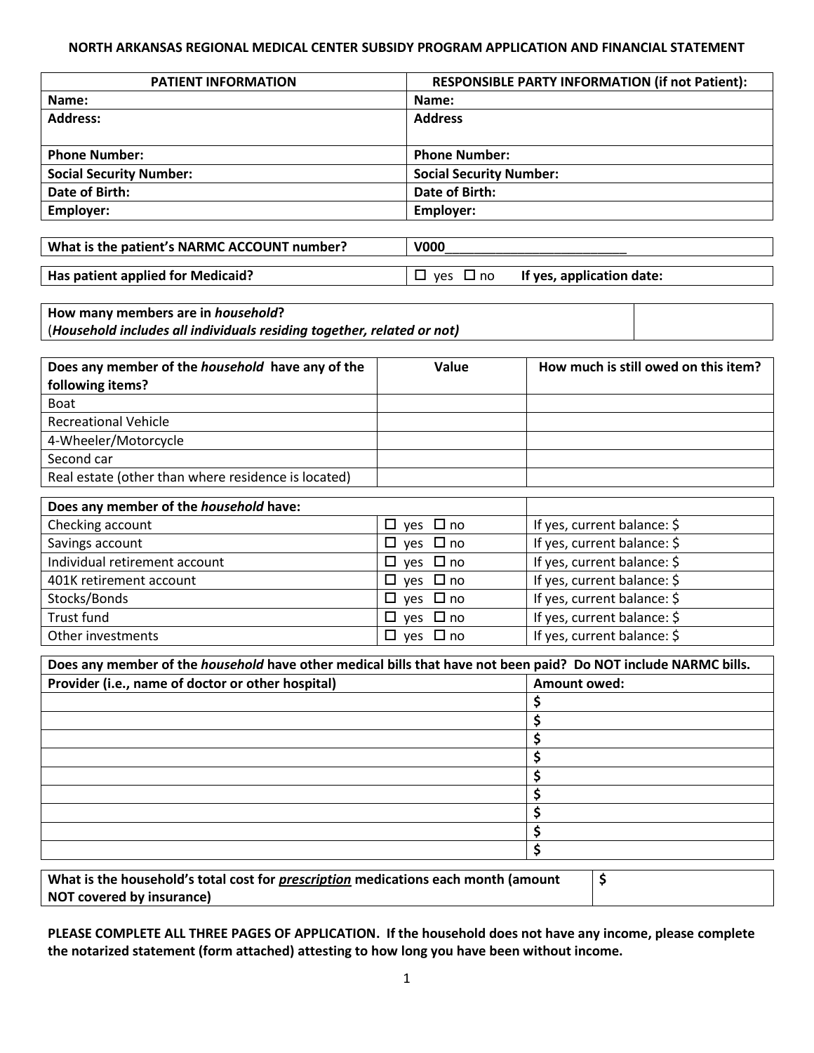# NORTH ARKANSAS REGIONAL MEDICAL CENTER SUBSIDY PROGRAM APPLICATION AND FINANCIAL STATEMENT

| PATIENT INFORMATION | RESPONSIBLE PARTY INFORMATION (if not Patient): |
|---|---|
| **Name:** | **Name:** |
| **Address:** | **Address** |
| **Phone Number:** | **Phone Number:** |
| **Social Security Number:** | **Social Security Number:** |
| **Date of Birth:** | **Date of Birth:** |
| **Employer:** | **Employer:** |

| | |
|---|---|
| **What is the patient's NARMC ACCOUNT number?** | **V000**_________________________ |
| **Has patient applied for Medicaid?** | ☐ yes ☐ no **If yes, application date:** |

| | |
|---|---|
| **How many members are in *household*?** (***Household includes all individuals residing together, related or not)*** | |

| Does any member of the *household* have any of the following items? | Value | How much is still owed on this item? |
|---|---|---|
| Boat | | |
| Recreational Vehicle | | |
| 4-Wheeler/Motorcycle | | |
| Second car | | |
| Real estate (other than where residence is located) | | |

| Does any member of the *household* have: | | |
|---|---|---|
| Checking account | ☐ yes ☐ no | If yes, current balance: $ |
| Savings account | ☐ yes ☐ no | If yes, current balance: $ |
| Individual retirement account | ☐ yes ☐ no | If yes, current balance: $ |
| 401K retirement account | ☐ yes ☐ no | If yes, current balance: $ |
| Stocks/Bonds | ☐ yes ☐ no | If yes, current balance: $ |
| Trust fund | ☐ yes ☐ no | If yes, current balance: $ |
| Other investments | ☐ yes ☐ no | If yes, current balance: $ |

**Does any member of the *household* have other medical bills that have not been paid? Do NOT include NARMC bills.**

| Provider (i.e., name of doctor or other hospital) | Amount owed: |
|---|---|
| | **$** |
| | **$** |
| | **$** |
| | **$** |
| | **$** |
| | **$** |
| | **$** |
| | **$** |
| | **$** |

| | |
|---|---|
| **What is the household's total cost for *prescription* medications each month (amount NOT covered by insurance)** | **$** |

**PLEASE COMPLETE ALL THREE PAGES OF APPLICATION. If the household does not have any income, please complete the notarized statement (form attached) attesting to how long you have been without income.**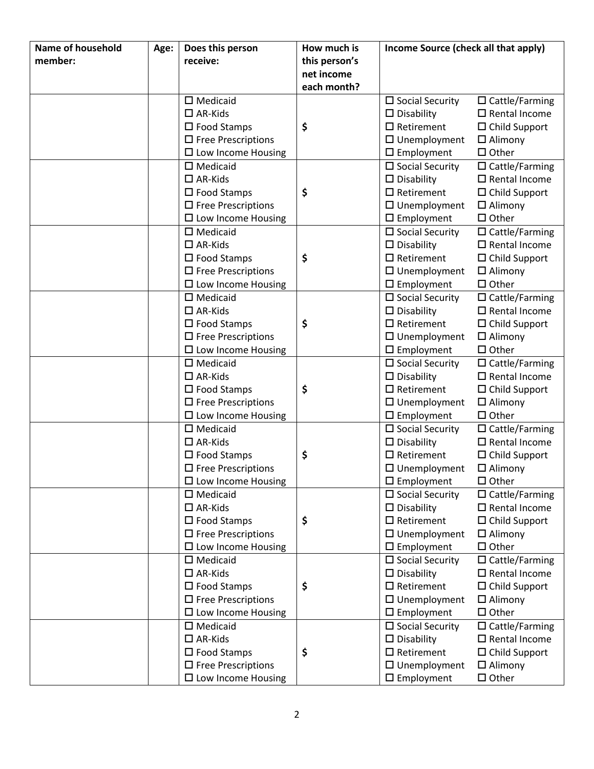| Name of household member: | Age: | Does this person receive: | How much is this person's net income each month? | Income Source (check all that apply) | |
|---|---|---|---|---|---|
| | | ☐ Medicaid<br>☐ AR-Kids<br>☐ Food Stamps<br>☐ Free Prescriptions<br>☐ Low Income Housing | $ | ☐ Social Security<br>☐ Disability<br>☐ Retirement<br>☐ Unemployment<br>☐ Employment | ☐ Cattle/Farming<br>☐ Rental Income<br>☐ Child Support<br>☐ Alimony<br>☐ Other |
| | | ☐ Medicaid<br>☐ AR-Kids<br>☐ Food Stamps<br>☐ Free Prescriptions<br>☐ Low Income Housing | $ | ☐ Social Security<br>☐ Disability<br>☐ Retirement<br>☐ Unemployment<br>☐ Employment | ☐ Cattle/Farming<br>☐ Rental Income<br>☐ Child Support<br>☐ Alimony<br>☐ Other |
| | | ☐ Medicaid<br>☐ AR-Kids<br>☐ Food Stamps<br>☐ Free Prescriptions<br>☐ Low Income Housing | $ | ☐ Social Security<br>☐ Disability<br>☐ Retirement<br>☐ Unemployment<br>☐ Employment | ☐ Cattle/Farming<br>☐ Rental Income<br>☐ Child Support<br>☐ Alimony<br>☐ Other |
| | | ☐ Medicaid<br>☐ AR-Kids<br>☐ Food Stamps<br>☐ Free Prescriptions<br>☐ Low Income Housing | $ | ☐ Social Security<br>☐ Disability<br>☐ Retirement<br>☐ Unemployment<br>☐ Employment | ☐ Cattle/Farming<br>☐ Rental Income<br>☐ Child Support<br>☐ Alimony<br>☐ Other |
| | | ☐ Medicaid<br>☐ AR-Kids<br>☐ Food Stamps<br>☐ Free Prescriptions<br>☐ Low Income Housing | $ | ☐ Social Security<br>☐ Disability<br>☐ Retirement<br>☐ Unemployment<br>☐ Employment | ☐ Cattle/Farming<br>☐ Rental Income<br>☐ Child Support<br>☐ Alimony<br>☐ Other |
| | | ☐ Medicaid<br>☐ AR-Kids<br>☐ Food Stamps<br>☐ Free Prescriptions<br>☐ Low Income Housing | $ | ☐ Social Security<br>☐ Disability<br>☐ Retirement<br>☐ Unemployment<br>☐ Employment | ☐ Cattle/Farming<br>☐ Rental Income<br>☐ Child Support<br>☐ Alimony<br>☐ Other |
| | | ☐ Medicaid<br>☐ AR-Kids<br>☐ Food Stamps<br>☐ Free Prescriptions<br>☐ Low Income Housing | $ | ☐ Social Security<br>☐ Disability<br>☐ Retirement<br>☐ Unemployment<br>☐ Employment | ☐ Cattle/Farming<br>☐ Rental Income<br>☐ Child Support<br>☐ Alimony<br>☐ Other |
| | | ☐ Medicaid<br>☐ AR-Kids<br>☐ Food Stamps<br>☐ Free Prescriptions<br>☐ Low Income Housing | $ | ☐ Social Security<br>☐ Disability<br>☐ Retirement<br>☐ Unemployment<br>☐ Employment | ☐ Cattle/Farming<br>☐ Rental Income<br>☐ Child Support<br>☐ Alimony<br>☐ Other |
| | | ☐ Medicaid<br>☐ AR-Kids<br>☐ Food Stamps<br>☐ Free Prescriptions<br>☐ Low Income Housing | $ | ☐ Social Security<br>☐ Disability<br>☐ Retirement<br>☐ Unemployment<br>☐ Employment | ☐ Cattle/Farming<br>☐ Rental Income<br>☐ Child Support<br>☐ Alimony<br>☐ Other |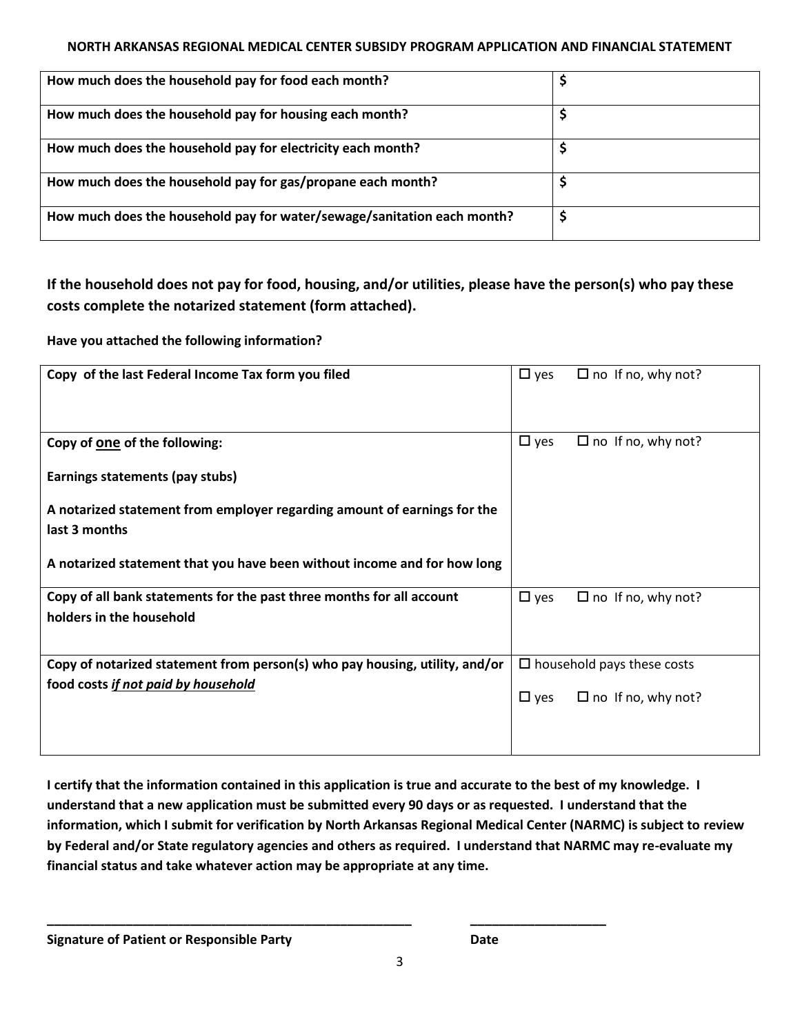**NORTH ARKANSAS REGIONAL MEDICAL CENTER SUBSIDY PROGRAM APPLICATION AND FINANCIAL STATEMENT**

| | |
|---|---|
| **How much does the household pay for food each month?** | **$** |
| **How much does the household pay for housing each month?** | **$** |
| **How much does the household pay for electricity each month?** | **$** |
| **How much does the household pay for gas/propane each month?** | **$** |
| **How much does the household pay for water/sewage/sanitation each month?** | **$** |

**If the household does not pay for food, housing, and/or utilities, please have the person(s) who pay these costs complete the notarized statement (form attached).**

**Have you attached the following information?**

| | |
|---|---|
| **Copy of the last Federal Income Tax form you filed** | ☐ yes ☐ no If no, why not? |
| **Copy of <u>one</u> of the following:**<br><br>**Earnings statements (pay stubs)**<br><br>**A notarized statement from employer regarding amount of earnings for the last 3 months**<br><br>**A notarized statement that you have been without income and for how long** | ☐ yes ☐ no If no, why not? |
| **Copy of all bank statements for the past three months for all account holders in the household** | ☐ yes ☐ no If no, why not? |
| **Copy of notarized statement from person(s) who pay housing, utility, and/or food costs *<u>if not paid by household</u>*** | ☐ household pays these costs<br><br>☐ yes ☐ no If no, why not? |

**I certify that the information contained in this application is true and accurate to the best of my knowledge. I understand that a new application must be submitted every 90 days or as requested. I understand that the information, which I submit for verification by North Arkansas Regional Medical Center (NARMC) is subject to review by Federal and/or State regulatory agencies and others as required. I understand that NARMC may re-evaluate my financial status and take whatever action may be appropriate at any time.**

\_\_\_\_\_\_\_\_\_\_\_\_\_\_\_\_\_\_\_\_\_\_\_\_\_\_\_\_\_\_\_\_\_\_\_\_\_\_\_\_\_\_\_\_\_\_\_\_\_\_ \_\_\_\_\_\_\_\_\_\_\_\_\_\_\_\_\_\_\_\_

**Signature of Patient or Responsible Party** **Date**